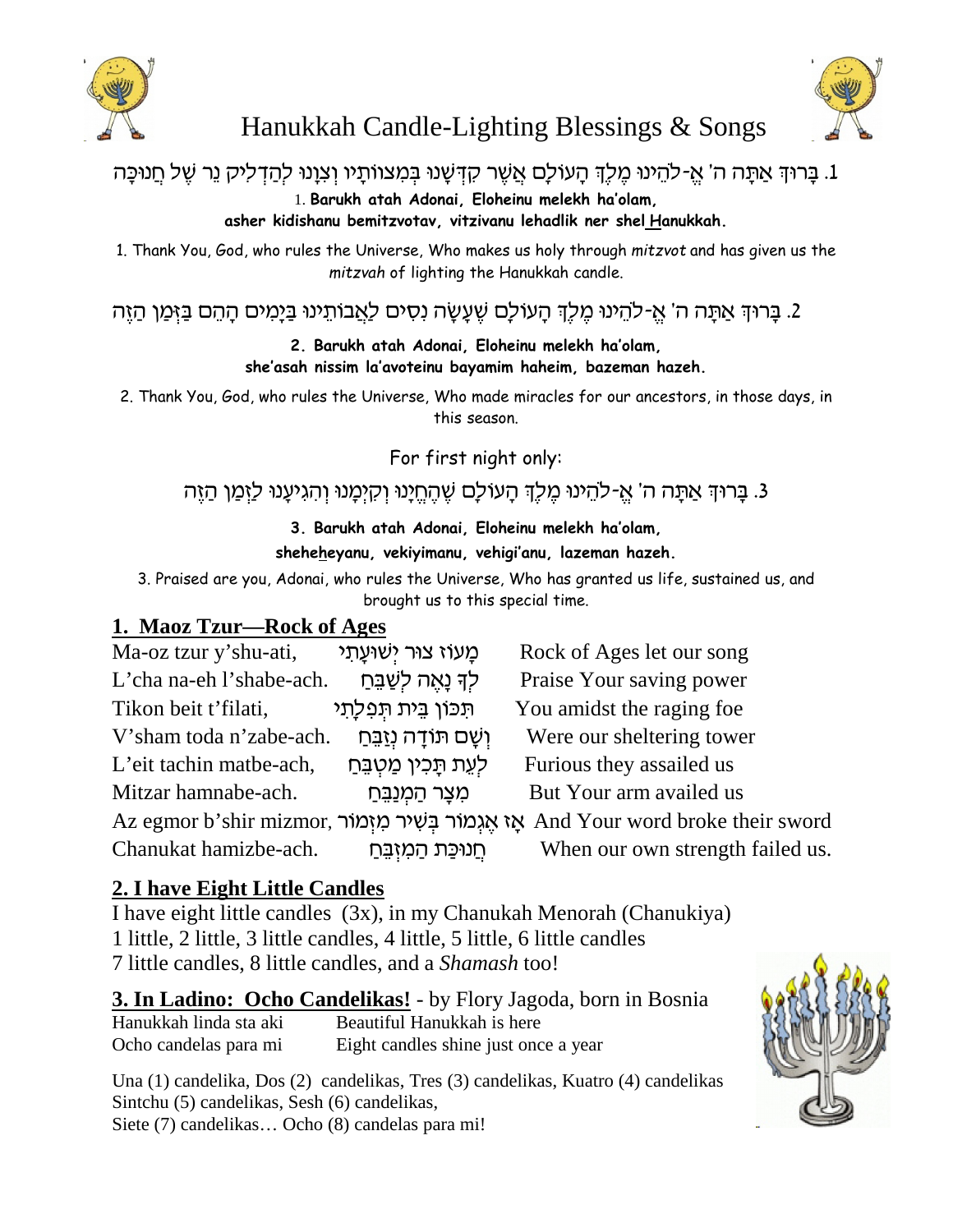# Hanukkah Candle-Lighting Blessings & Songs

1. בָּרוּךְ אַתָּה ה' אֱ-לֹהֵינוּ מֶלֶךְ הָעוֹלָם אֲשֶׁר קִדְּשָׁנוּ בְּמִצוֹותָיו וְצִוָּנוּ לְהַדְלִיק נֵר שֶׁל חֲנוּכָּה

1. **Barukh atah Adonai, Eloheinu melekh ha'olam,**
**asher kidishanu bemitzvotav, vitzivanu lehadlik ner shel Hanukkah.**

1. Thank You, God, who rules the Universe, Who makes us holy through *mitzvot* and has given us the *mitzvah* of lighting the Hanukkah candle.

2. בָּרוּךְ אַתָּה ה' אֱ-לֹהֵינוּ מֶלֶךְ הָעוֹלָם שֶׁעָשָׂה נִסִּים לַאֲבוֹתֵינוּ בַּיָּמִים הָהֵם בַּזְּמַן הַזֶּה

**2. Barukh atah Adonai, Eloheinu melekh ha'olam,**
**she'asah nissim la'avoteinu bayamim haheim, bazeman hazeh.**

2. Thank You, God, who rules the Universe, Who made miracles for our ancestors, in those days, in this season.

For first night only:

3. בָּרוּךְ אַתָּה ה' אֱ-לֹהֵינוּ מֶלֶךְ הָעוֹלָם שֶׁהֶחֱיָנוּ וְקִיְּמָנוּ וְהִגִּיעָנוּ לַזְּמַן הַזֶּה

**3. Barukh atah Adonai, Eloheinu melekh ha'olam,**
**sheheheyanu, vekiyimanu, vehigi'anu, lazeman hazeh.**

3. Praised are you, Adonai, who rules the Universe, Who has granted us life, sustained us, and brought us to this special time.

## 1. Maoz Tzur—Rock of Ages

| | | |
|---|---|---|
| Ma-oz tzur y'shu-ati, | מָעוֹז צוּר יְשׁוּעָתִי | Rock of Ages let our song |
| L'cha na-eh l'shabe-ach. | לְךָ נָאֶה לְשַׁבֵּחַ | Praise Your saving power |
| Tikon beit t'filati, | תִּכּוֹן בֵּית תְּפִלָּתִי | You amidst the raging foe |
| V'sham toda n'zabe-ach. | וְשָׁם תּוֹדָה נְזַבֵּחַ | Were our sheltering tower |
| L'eit tachin matbe-ach, | לְעֵת תָּכִין מַטְבֵּחַ | Furious they assailed us |
| Mitzar hamnabe-ach. | מִצָּר הַמְנַבֵּחַ | But Your arm availed us |
| Az egmor b'shir mizmor, | אָז אֶגְמוֹר בְּשִׁיר מִזְמוֹר | And Your word broke their sword |
| Chanukat hamizbe-ach. | חֲנוּכַּת הַמִּזְבֵּחַ | When our own strength failed us. |

## 2. I have Eight Little Candles

I have eight little candles (3x), in my Chanukah Menorah (Chanukiya)
1 little, 2 little, 3 little candles, 4 little, 5 little, 6 little candles
7 little candles, 8 little candles, and a *Shamash* too!

## 3. In Ladino: Ocho Candelikas! - by Flory Jagoda, born in Bosnia

| | |
|---|---|
| Hanukkah linda sta aki | Beautiful Hanukkah is here |
| Ocho candelas para mi | Eight candles shine just once a year |

Una (1) candelika, Dos (2) candelikas, Tres (3) candelikas, Kuatro (4) candelikas
Sintchu (5) candelikas, Sesh (6) candelikas,
Siete (7) candelikas… Ocho (8) candelas para mi!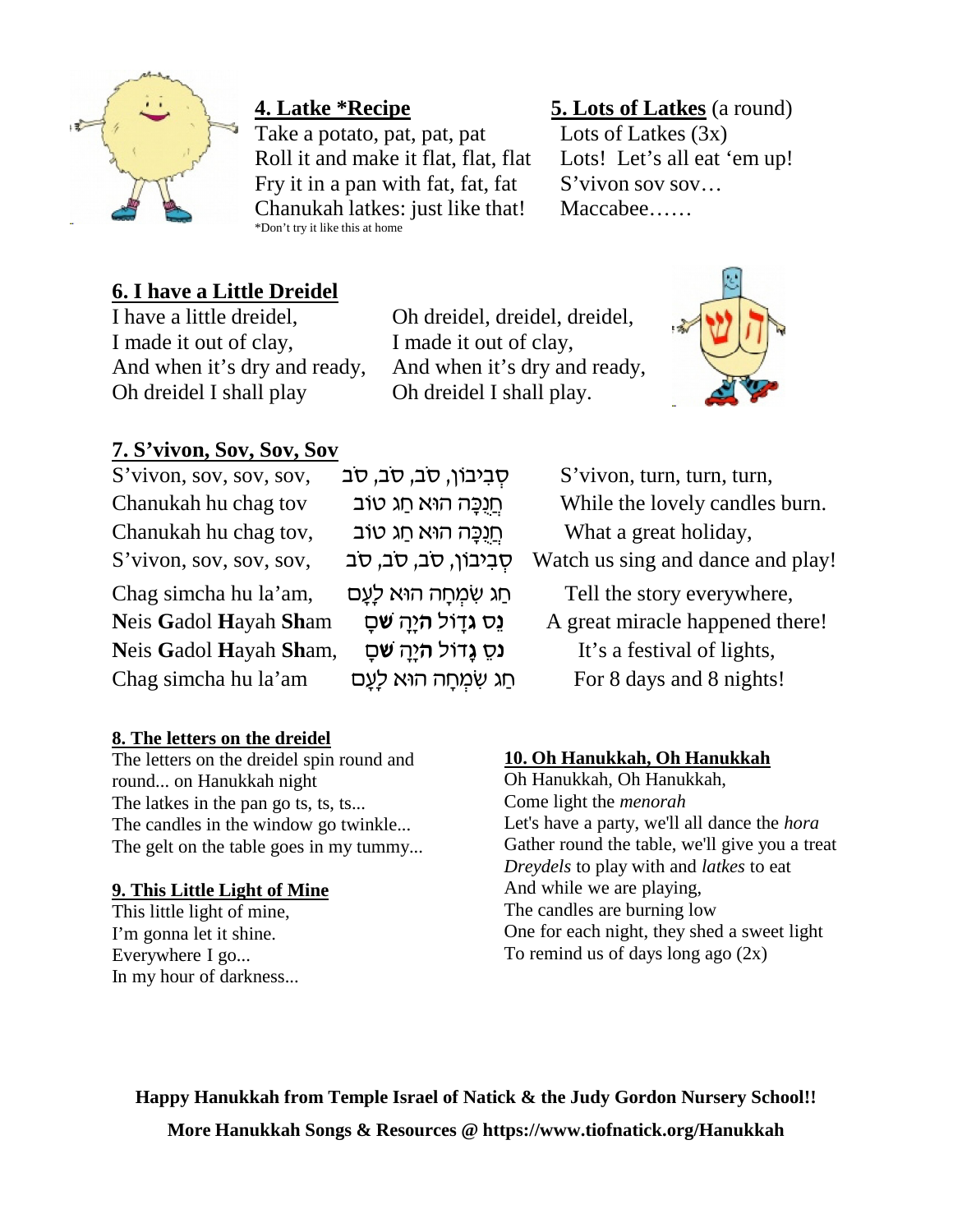## 4. Latke *Recipe

Take a potato, pat, pat, pat
Roll it and make it flat, flat, flat
Fry it in a pan with fat, fat, fat
Chanukah latkes: just like that!
*Don't try it like this at home

## 5. Lots of Latkes (a round)

Lots of Latkes (3x)
Lots! Let's all eat 'em up!
S'vivon sov sov…
Maccabee……

## 6. I have a Little Dreidel

I have a little dreidel,
I made it out of clay,
And when it's dry and ready,
Oh dreidel I shall play

Oh dreidel, dreidel, dreidel,
I made it out of clay,
And when it's dry and ready,
Oh dreidel I shall play.

## 7. S'vivon, Sov, Sov, Sov

| | | |
|---|---|---|
| S'vivon, sov, sov, sov, | סְבִיבוֹן, סֹב, סֹב, סֹב | S'vivon, turn, turn, turn, |
| Chanukah hu chag tov | חֲנֻכָּה הוּא חַג טוֹב | While the lovely candles burn. |
| Chanukah hu chag tov, | חֲנֻכָּה הוּא חַג טוֹב | What a great holiday, |
| S'vivon, sov, sov, sov, | סְבִיבוֹן, סֹב, סֹב, סֹב | Watch us sing and dance and play! |
| Chag simcha hu la'am, | חַג שִׂמְחָה הוּא לָעָם | Tell the story everywhere, |
| **N**eis **G**adol **H**ayah **Sh**am | **נֵ**ס **גָּ**דוֹל **הָ**יָה **שָׁ**ם | A great miracle happened there! |
| **N**eis **G**adol **H**ayah **Sh**am, | **נֵ**ס **גָּ**דוֹל **הָ**יָה **שָׁ**ם | It's a festival of lights, |
| Chag simcha hu la'am | חַג שִׂמְחָה הוּא לָעָם | For 8 days and 8 nights! |

## 8. The letters on the dreidel

The letters on the dreidel spin round and round... on Hanukkah night
The latkes in the pan go ts, ts, ts...
The candles in the window go twinkle...
The gelt on the table goes in my tummy...

## 9. This Little Light of Mine

This little light of mine,
I'm gonna let it shine.
Everywhere I go...
In my hour of darkness...

## 10. Oh Hanukkah, Oh Hanukkah

Oh Hanukkah, Oh Hanukkah,
Come light the *menorah*
Let's have a party, we'll all dance the *hora*
Gather round the table, we'll give you a treat
*Dreydels* to play with and *latkes* to eat
And while we are playing,
The candles are burning low
One for each night, they shed a sweet light
To remind us of days long ago (2x)

**Happy Hanukkah from Temple Israel of Natick & the Judy Gordon Nursery School!!**

**More Hanukkah Songs & Resources @ https://www.tiofnatick.org/Hanukkah**